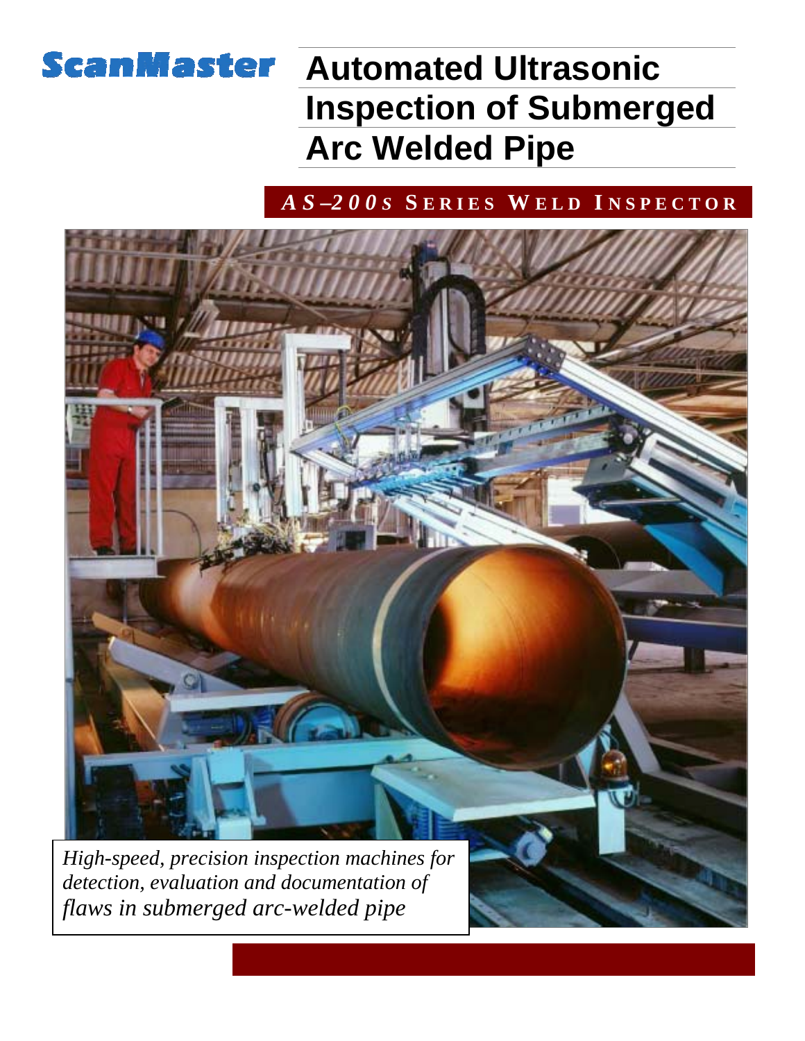ScanMaster

# Automated Ultrasonic Inspection of Submerged Arc Welded Pipe

## *AS–200S* Series Weld Inspector

*High-speed, precision inspection machines for detection, evaluation and documentation of flaws in submerged arc-welded pipe*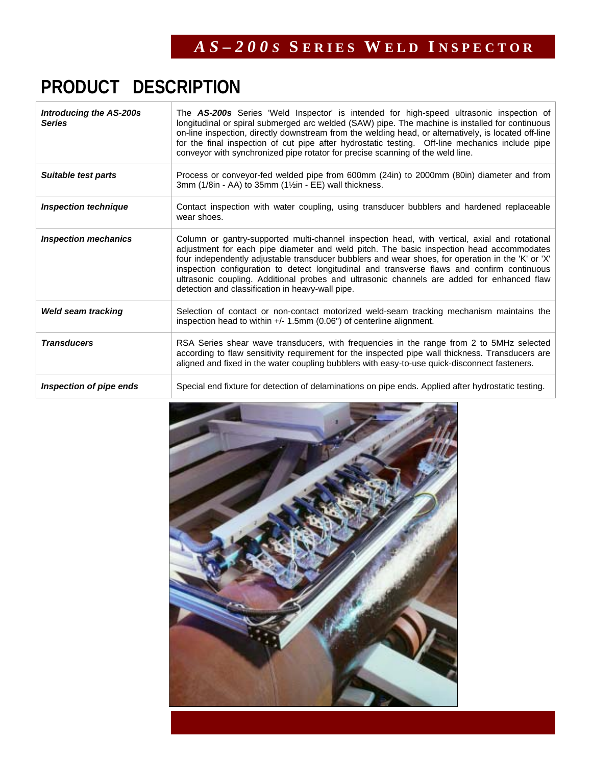# AS–200s Series Weld Inspector

## PRODUCT DESCRIPTION

| | |
|---|---|
| ***Introducing the AS-200s Series*** | The ***AS-200s*** Series 'Weld Inspector' is intended for high-speed ultrasonic inspection of longitudinal or spiral submerged arc welded (SAW) pipe. The machine is installed for continuous on-line inspection, directly downstream from the welding head, or alternatively, is located off-line for the final inspection of cut pipe after hydrostatic testing. Off-line mechanics include pipe conveyor with synchronized pipe rotator for precise scanning of the weld line. |
| ***Suitable test parts*** | Process or conveyor-fed welded pipe from 600mm (24in) to 2000mm (80in) diameter and from 3mm (1/8in - AA) to 35mm (1½in - EE) wall thickness. |
| ***Inspection technique*** | Contact inspection with water coupling, using transducer bubblers and hardened replaceable wear shoes. |
| ***Inspection mechanics*** | Column or gantry-supported multi-channel inspection head, with vertical, axial and rotational adjustment for each pipe diameter and weld pitch. The basic inspection head accommodates four independently adjustable transducer bubblers and wear shoes, for operation in the 'K' or 'X' inspection configuration to detect longitudinal and transverse flaws and confirm continuous ultrasonic coupling. Additional probes and ultrasonic channels are added for enhanced flaw detection and classification in heavy-wall pipe. |
| ***Weld seam tracking*** | Selection of contact or non-contact motorized weld-seam tracking mechanism maintains the inspection head to within +/- 1.5mm (0.06") of centerline alignment. |
| ***Transducers*** | RSA Series shear wave transducers, with frequencies in the range from 2 to 5MHz selected according to flaw sensitivity requirement for the inspected pipe wall thickness. Transducers are aligned and fixed in the water coupling bubblers with easy-to-use quick-disconnect fasteners. |
| ***Inspection of pipe ends*** | Special end fixture for detection of delaminations on pipe ends. Applied after hydrostatic testing. |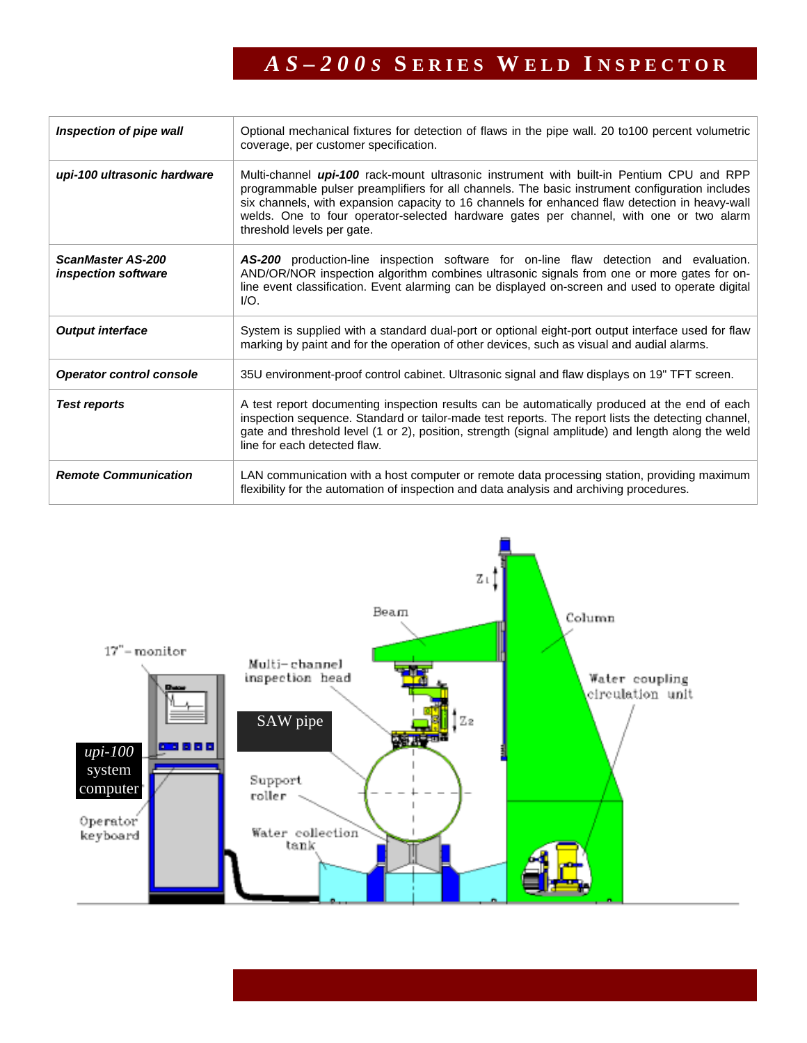| | |
|---|---|
| ***Inspection of pipe wall*** | Optional mechanical fixtures for detection of flaws in the pipe wall. 20 to100 percent volumetric coverage, per customer specification. |
| ***upi-100 ultrasonic hardware*** | Multi-channel ***upi-100*** rack-mount ultrasonic instrument with built-in Pentium CPU and RPP programmable pulser preamplifiers for all channels. The basic instrument configuration includes six channels, with expansion capacity to 16 channels for enhanced flaw detection in heavy-wall welds. One to four operator-selected hardware gates per channel, with one or two alarm threshold levels per gate. |
| ***ScanMaster AS-200 inspection software*** | ***AS-200*** production-line inspection software for on-line flaw detection and evaluation. AND/OR/NOR inspection algorithm combines ultrasonic signals from one or more gates for on-line event classification. Event alarming can be displayed on-screen and used to operate digital I/O. |
| ***Output interface*** | System is supplied with a standard dual-port or optional eight-port output interface used for flaw marking by paint and for the operation of other devices, such as visual and audial alarms. |
| ***Operator control console*** | 35U environment-proof control cabinet. Ultrasonic signal and flaw displays on 19" TFT screen. |
| ***Test reports*** | A test report documenting inspection results can be automatically produced at the end of each inspection sequence. Standard or tailor-made test reports. The report lists the detecting channel, gate and threshold level (1 or 2), position, strength (signal amplitude) and length along the weld line for each detected flaw. |
| ***Remote Communication*** | LAN communication with a host computer or remote data processing station, providing maximum flexibility for the automation of inspection and data analysis and archiving procedures. |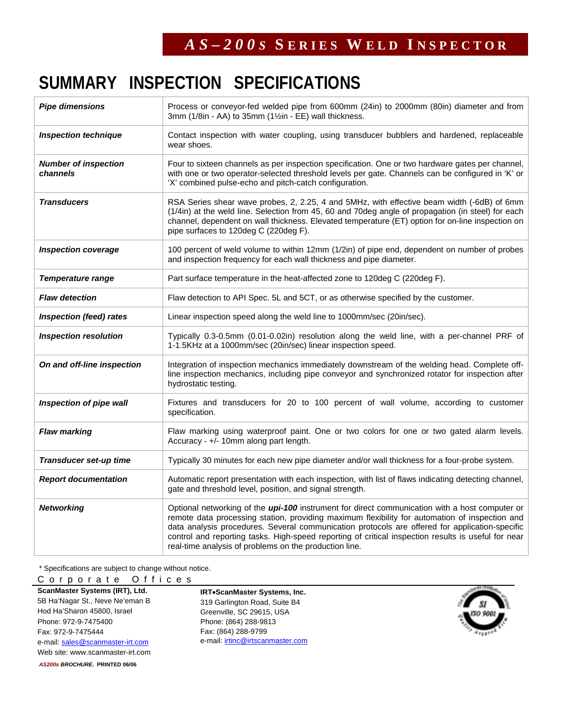# AS–200s Series Weld Inspector

## SUMMARY INSPECTION SPECIFICATIONS

| | |
|---|---|
| ***Pipe dimensions*** | Process or conveyor-fed welded pipe from 600mm (24in) to 2000mm (80in) diameter and from 3mm (1/8in - AA) to 35mm (1½in - EE) wall thickness. |
| ***Inspection technique*** | Contact inspection with water coupling, using transducer bubblers and hardened, replaceable wear shoes. |
| ***Number of inspection channels*** | Four to sixteen channels as per inspection specification. One or two hardware gates per channel, with one or two operator-selected threshold levels per gate. Channels can be configured in 'K' or 'X' combined pulse-echo and pitch-catch configuration. |
| ***Transducers*** | RSA Series shear wave probes, 2, 2.25, 4 and 5MHz, with effective beam width (-6dB) of 6mm (1/4in) at the weld line. Selection from 45, 60 and 70deg angle of propagation (in steel) for each channel, dependent on wall thickness. Elevated temperature (ET) option for on-line inspection on pipe surfaces to 120deg C (220deg F). |
| ***Inspection coverage*** | 100 percent of weld volume to within 12mm (1/2in) of pipe end, dependent on number of probes and inspection frequency for each wall thickness and pipe diameter. |
| ***Temperature range*** | Part surface temperature in the heat-affected zone to 120deg C (220deg F). |
| ***Flaw detection*** | Flaw detection to API Spec. 5L and 5CT, or as otherwise specified by the customer. |
| ***Inspection (feed) rates*** | Linear inspection speed along the weld line to 1000mm/sec (20in/sec). |
| ***Inspection resolution*** | Typically 0.3-0.5mm (0.01-0.02in) resolution along the weld line, with a per-channel PRF of 1-1.5KHz at a 1000mm/sec (20in/sec) linear inspection speed. |
| ***On and off-line inspection*** | Integration of inspection mechanics immediately downstream of the welding head. Complete off-line inspection mechanics, including pipe conveyor and synchronized rotator for inspection after hydrostatic testing. |
| ***Inspection of pipe wall*** | Fixtures and transducers for 20 to 100 percent of wall volume, according to customer specification. |
| ***Flaw marking*** | Flaw marking using waterproof paint. One or two colors for one or two gated alarm levels. Accuracy - +/- 10mm along part length. |
| ***Transducer set-up time*** | Typically 30 minutes for each new pipe diameter and/or wall thickness for a four-probe system. |
| ***Report documentation*** | Automatic report presentation with each inspection, with list of flaws indicating detecting channel, gate and threshold level, position, and signal strength. |
| ***Networking*** | Optional networking of the ***upi-100*** instrument for direct communication with a host computer or remote data processing station, providing maximum flexibility for automation of inspection and data analysis procedures. Several communication protocols are offered for application-specific control and reporting tasks. High-speed reporting of critical inspection results is useful for near real-time analysis of problems on the production line. |

* Specifications are subject to change without notice.

Corporate Offices

**ScanMaster Systems (IRT), Ltd.**
5B Ha'Nagar St., Neve Ne'eman B
Hod Ha'Sharon 45800, Israel
Phone: 972-9-7475400
Fax: 972-9-7475444
e-mail: sales@scanmaster-irt.com
Web site: www.scanmaster-irt.com

**IRT•ScanMaster Systems, Inc.**
319 Garlington Road, Suite B4
Greenville, SC 29615, USA
Phone: (864) 288-9813
Fax: (864) 288-9799
e-mail: irtinc@irtscanmaster.com

***AS200s* BROCHURE. PRINTED 06/06**